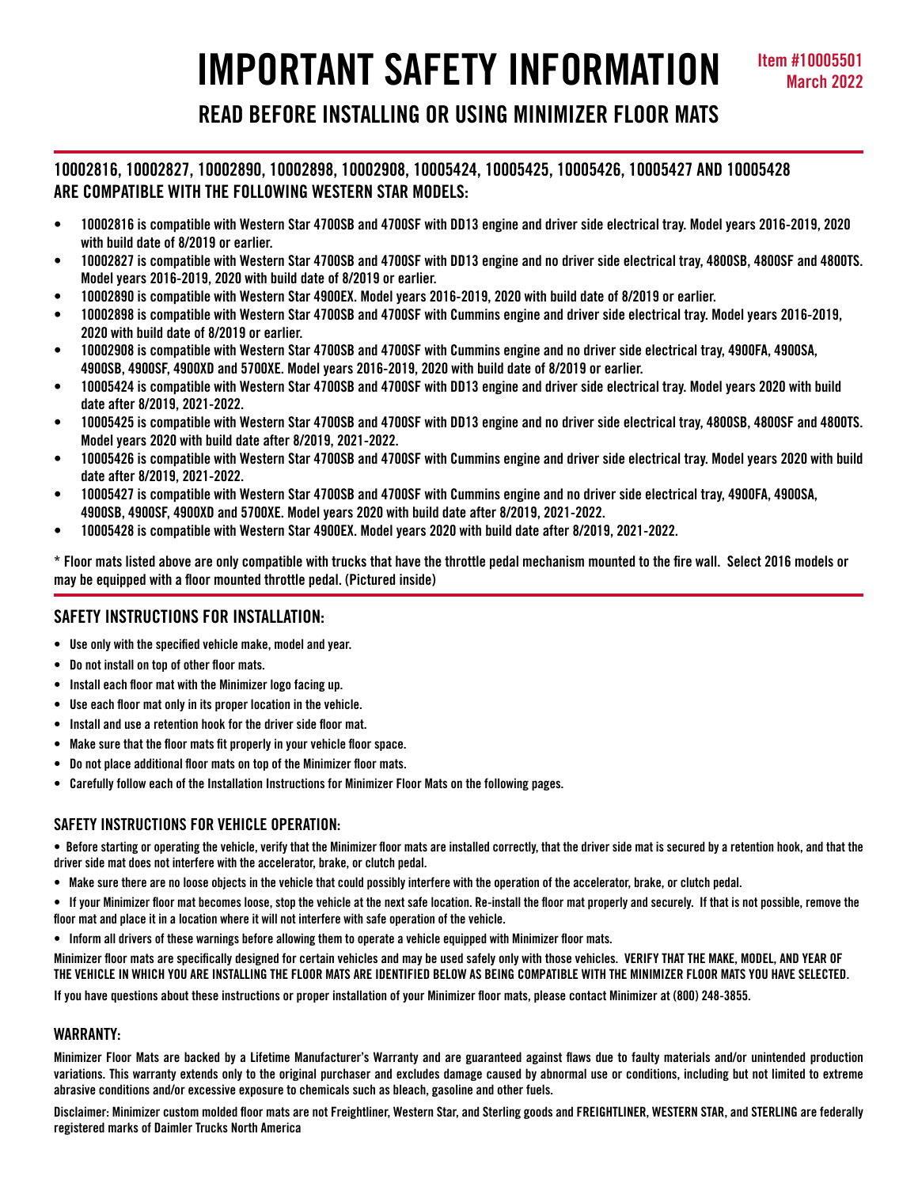# IMPORTANT SAFETY INFORMATION

Item #10005501
March 2022

## READ BEFORE INSTALLING OR USING MINIMIZER FLOOR MATS

### 10002816, 10002827, 10002890, 10002898, 10002908, 10005424, 10005425, 10005426, 10005427 AND 10005428 ARE COMPATIBLE WITH THE FOLLOWING WESTERN STAR MODELS:

- 10002816 is compatible with Western Star 4700SB and 4700SF with DD13 engine and driver side electrical tray. Model years 2016-2019, 2020 with build date of 8/2019 or earlier.
- 10002827 is compatible with Western Star 4700SB and 4700SF with DD13 engine and no driver side electrical tray, 4800SB, 4800SF and 4800TS. Model years 2016-2019, 2020 with build date of 8/2019 or earlier.
- 10002890 is compatible with Western Star 4900EX. Model years 2016-2019, 2020 with build date of 8/2019 or earlier.
- 10002898 is compatible with Western Star 4700SB and 4700SF with Cummins engine and driver side electrical tray. Model years 2016-2019, 2020 with build date of 8/2019 or earlier.
- 10002908 is compatible with Western Star 4700SB and 4700SF with Cummins engine and no driver side electrical tray, 4900FA, 4900SA, 4900SB, 4900SF, 4900XD and 5700XE. Model years 2016-2019, 2020 with build date of 8/2019 or earlier.
- 10005424 is compatible with Western Star 4700SB and 4700SF with DD13 engine and driver side electrical tray. Model years 2020 with build date after 8/2019, 2021-2022.
- 10005425 is compatible with Western Star 4700SB and 4700SF with DD13 engine and no driver side electrical tray, 4800SB, 4800SF and 4800TS. Model years 2020 with build date after 8/2019, 2021-2022.
- 10005426 is compatible with Western Star 4700SB and 4700SF with Cummins engine and driver side electrical tray. Model years 2020 with build date after 8/2019, 2021-2022.
- 10005427 is compatible with Western Star 4700SB and 4700SF with Cummins engine and no driver side electrical tray, 4900FA, 4900SA, 4900SB, 4900SF, 4900XD and 5700XE. Model years 2020 with build date after 8/2019, 2021-2022.
- 10005428 is compatible with Western Star 4900EX. Model years 2020 with build date after 8/2019, 2021-2022.

* Floor mats listed above are only compatible with trucks that have the throttle pedal mechanism mounted to the fire wall. Select 2016 models or may be equipped with a floor mounted throttle pedal. (Pictured inside)

### SAFETY INSTRUCTIONS FOR INSTALLATION:

- Use only with the specified vehicle make, model and year.
- Do not install on top of other floor mats.
- Install each floor mat with the Minimizer logo facing up.
- Use each floor mat only in its proper location in the vehicle.
- Install and use a retention hook for the driver side floor mat.
- Make sure that the floor mats fit properly in your vehicle floor space.
- Do not place additional floor mats on top of the Minimizer floor mats.
- Carefully follow each of the Installation Instructions for Minimizer Floor Mats on the following pages.

### SAFETY INSTRUCTIONS FOR VEHICLE OPERATION:

- Before starting or operating the vehicle, verify that the Minimizer floor mats are installed correctly, that the driver side mat is secured by a retention hook, and that the driver side mat does not interfere with the accelerator, brake, or clutch pedal.
- Make sure there are no loose objects in the vehicle that could possibly interfere with the operation of the accelerator, brake, or clutch pedal.
- If your Minimizer floor mat becomes loose, stop the vehicle at the next safe location. Re-install the floor mat properly and securely. If that is not possible, remove the floor mat and place it in a location where it will not interfere with safe operation of the vehicle.
- Inform all drivers of these warnings before allowing them to operate a vehicle equipped with Minimizer floor mats.

Minimizer floor mats are specifically designed for certain vehicles and may be used safely only with those vehicles. VERIFY THAT THE MAKE, MODEL, AND YEAR OF THE VEHICLE IN WHICH YOU ARE INSTALLING THE FLOOR MATS ARE IDENTIFIED BELOW AS BEING COMPATIBLE WITH THE MINIMIZER FLOOR MATS YOU HAVE SELECTED.

If you have questions about these instructions or proper installation of your Minimizer floor mats, please contact Minimizer at (800) 248-3855.

### WARRANTY:

Minimizer Floor Mats are backed by a Lifetime Manufacturer's Warranty and are guaranteed against flaws due to faulty materials and/or unintended production variations. This warranty extends only to the original purchaser and excludes damage caused by abnormal use or conditions, including but not limited to extreme abrasive conditions and/or excessive exposure to chemicals such as bleach, gasoline and other fuels.

Disclaimer: Minimizer custom molded floor mats are not Freightliner, Western Star, and Sterling goods and FREIGHTLINER, WESTERN STAR, and STERLING are federally registered marks of Daimler Trucks North America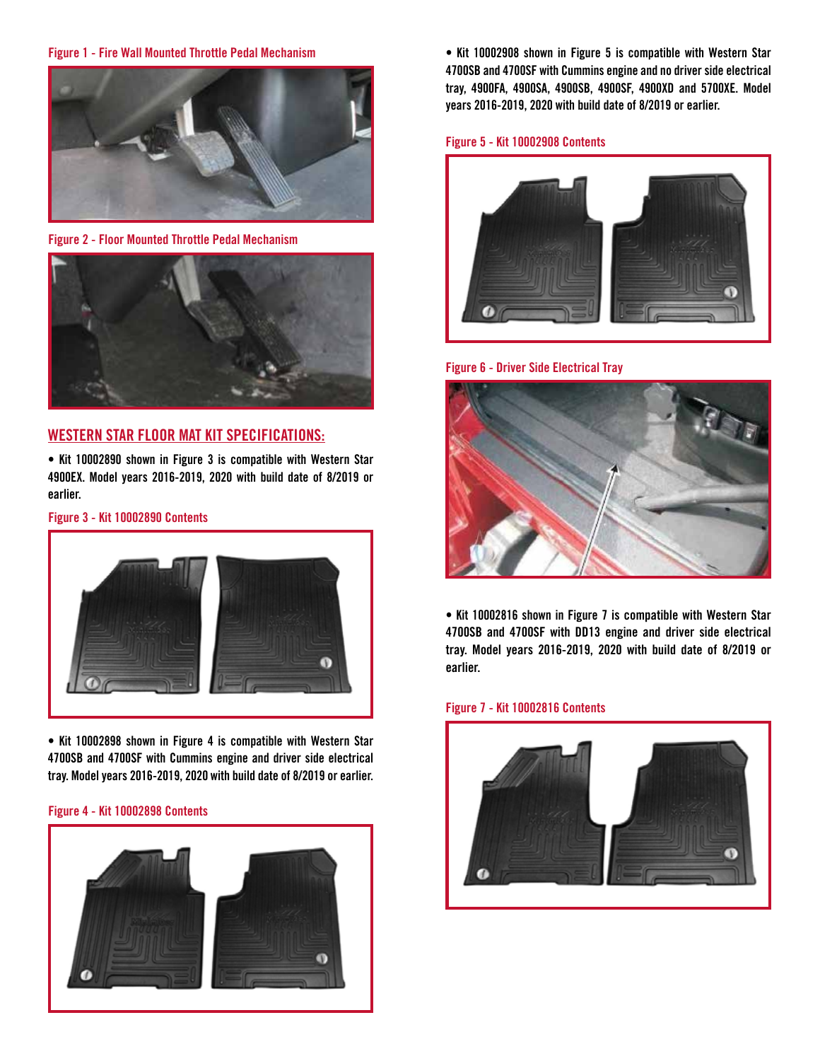Figure 1 - Fire Wall Mounted Throttle Pedal Mechanism

Figure 2 - Floor Mounted Throttle Pedal Mechanism

## WESTERN STAR FLOOR MAT KIT SPECIFICATIONS:

- Kit 10002890 shown in Figure 3 is compatible with Western Star 4900EX. Model years 2016-2019, 2020 with build date of 8/2019 or earlier.

Figure 3 - Kit 10002890 Contents

- Kit 10002898 shown in Figure 4 is compatible with Western Star 4700SB and 4700SF with Cummins engine and driver side electrical tray. Model years 2016-2019, 2020 with build date of 8/2019 or earlier.

Figure 4 - Kit 10002898 Contents

- Kit 10002908 shown in Figure 5 is compatible with Western Star 4700SB and 4700SF with Cummins engine and no driver side electrical tray, 4900FA, 4900SA, 4900SB, 4900SF, 4900XD and 5700XE. Model years 2016-2019, 2020 with build date of 8/2019 or earlier.

Figure 5 - Kit 10002908 Contents

Figure 6 - Driver Side Electrical Tray

- Kit 10002816 shown in Figure 7 is compatible with Western Star 4700SB and 4700SF with DD13 engine and driver side electrical tray. Model years 2016-2019, 2020 with build date of 8/2019 or earlier.

Figure 7 - Kit 10002816 Contents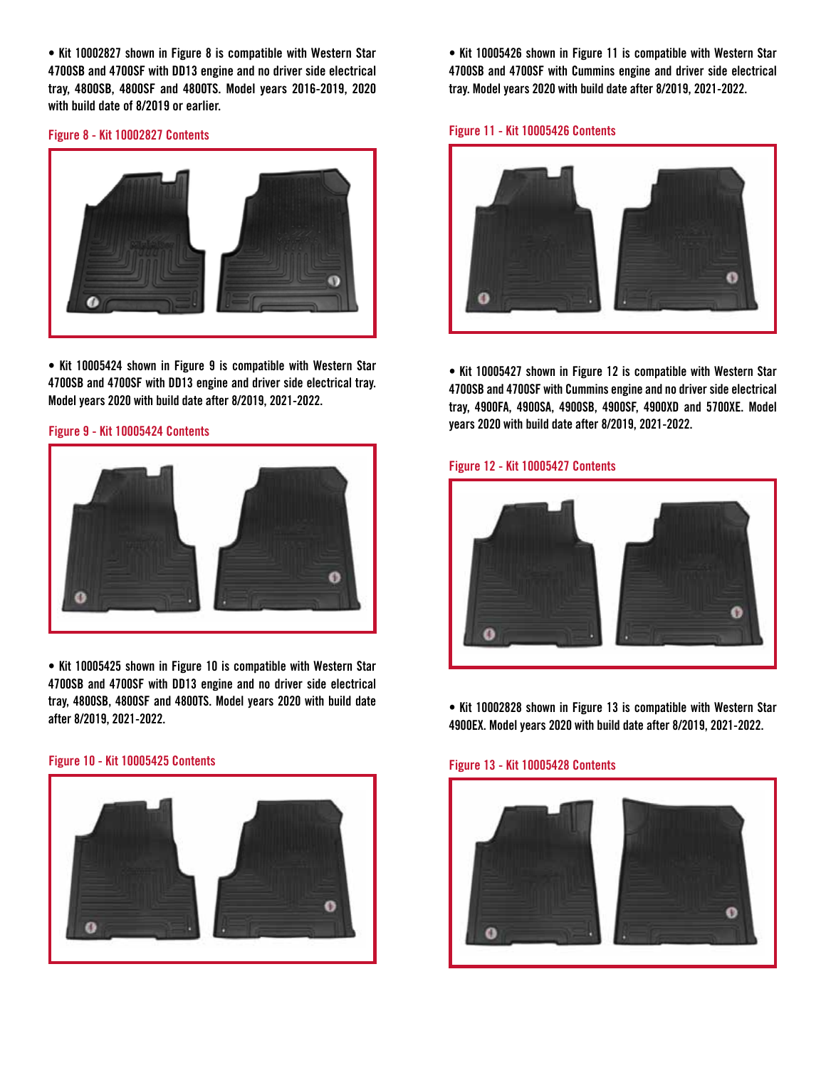- Kit 10002827 shown in Figure 8 is compatible with Western Star 4700SB and 4700SF with DD13 engine and no driver side electrical tray, 4800SB, 4800SF and 4800TS. Model years 2016-2019, 2020 with build date of 8/2019 or earlier.

Figure 8 - Kit 10002827 Contents

- Kit 10005424 shown in Figure 9 is compatible with Western Star 4700SB and 4700SF with DD13 engine and driver side electrical tray. Model years 2020 with build date after 8/2019, 2021-2022.

Figure 9 - Kit 10005424 Contents

- Kit 10005425 shown in Figure 10 is compatible with Western Star 4700SB and 4700SF with DD13 engine and no driver side electrical tray, 4800SB, 4800SF and 4800TS. Model years 2020 with build date after 8/2019, 2021-2022.

Figure 10 - Kit 10005425 Contents

- Kit 10005426 shown in Figure 11 is compatible with Western Star 4700SB and 4700SF with Cummins engine and driver side electrical tray. Model years 2020 with build date after 8/2019, 2021-2022.

Figure 11 - Kit 10005426 Contents

- Kit 10005427 shown in Figure 12 is compatible with Western Star 4700SB and 4700SF with Cummins engine and no driver side electrical tray, 4900FA, 4900SA, 4900SB, 4900SF, 4900XD and 5700XE. Model years 2020 with build date after 8/2019, 2021-2022.

Figure 12 - Kit 10005427 Contents

- Kit 10002828 shown in Figure 13 is compatible with Western Star 4900EX. Model years 2020 with build date after 8/2019, 2021-2022.

Figure 13 - Kit 10005428 Contents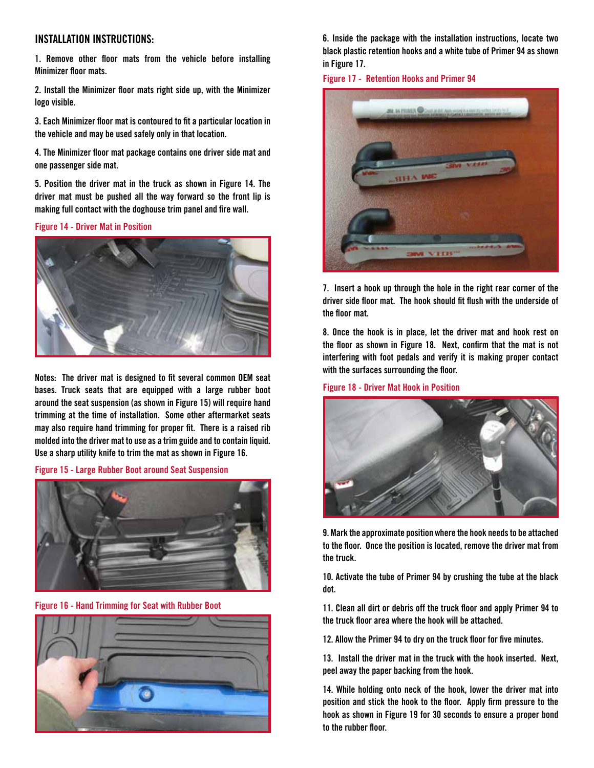## INSTALLATION INSTRUCTIONS:

1. Remove other floor mats from the vehicle before installing Minimizer floor mats.

2. Install the Minimizer floor mats right side up, with the Minimizer logo visible.

3. Each Minimizer floor mat is contoured to fit a particular location in the vehicle and may be used safely only in that location.

4. The Minimizer floor mat package contains one driver side mat and one passenger side mat.

5. Position the driver mat in the truck as shown in Figure 14. The driver mat must be pushed all the way forward so the front lip is making full contact with the doghouse trim panel and fire wall.

Figure 14 - Driver Mat in Position

Notes: The driver mat is designed to fit several common OEM seat bases. Truck seats that are equipped with a large rubber boot around the seat suspension (as shown in Figure 15) will require hand trimming at the time of installation. Some other aftermarket seats may also require hand trimming for proper fit. There is a raised rib molded into the driver mat to use as a trim guide and to contain liquid. Use a sharp utility knife to trim the mat as shown in Figure 16.

Figure 15 - Large Rubber Boot around Seat Suspension

Figure 16 - Hand Trimming for Seat with Rubber Boot

6. Inside the package with the installation instructions, locate two black plastic retention hooks and a white tube of Primer 94 as shown in Figure 17.

Figure 17 - Retention Hooks and Primer 94

7. Insert a hook up through the hole in the right rear corner of the driver side floor mat. The hook should fit flush with the underside of the floor mat.

8. Once the hook is in place, let the driver mat and hook rest on the floor as shown in Figure 18. Next, confirm that the mat is not interfering with foot pedals and verify it is making proper contact with the surfaces surrounding the floor.

Figure 18 - Driver Mat Hook in Position

9. Mark the approximate position where the hook needs to be attached to the floor. Once the position is located, remove the driver mat from the truck.

10. Activate the tube of Primer 94 by crushing the tube at the black dot.

11. Clean all dirt or debris off the truck floor and apply Primer 94 to the truck floor area where the hook will be attached.

12. Allow the Primer 94 to dry on the truck floor for five minutes.

13. Install the driver mat in the truck with the hook inserted. Next, peel away the paper backing from the hook.

14. While holding onto neck of the hook, lower the driver mat into position and stick the hook to the floor. Apply firm pressure to the hook as shown in Figure 19 for 30 seconds to ensure a proper bond to the rubber floor.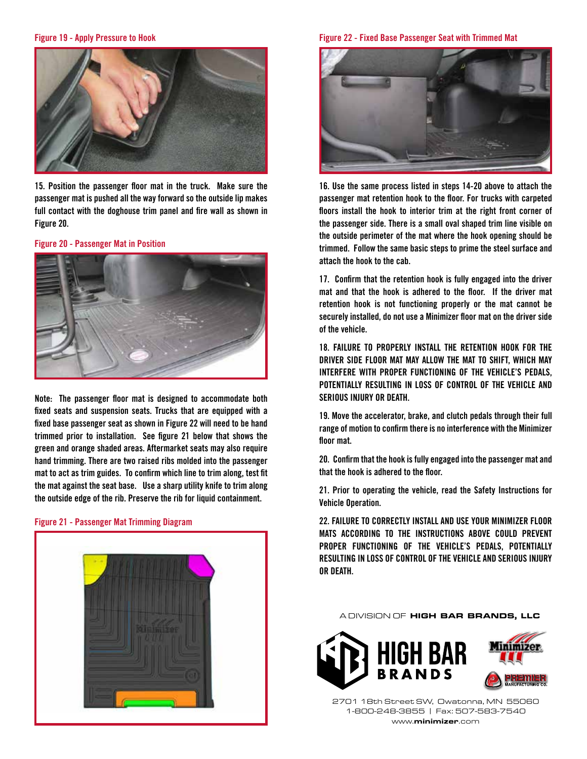Figure 19 - Apply Pressure to Hook

15. Position the passenger floor mat in the truck. Make sure the passenger mat is pushed all the way forward so the outside lip makes full contact with the doghouse trim panel and fire wall as shown in Figure 20.

Figure 20 - Passenger Mat in Position

Note: The passenger floor mat is designed to accommodate both fixed seats and suspension seats. Trucks that are equipped with a fixed base passenger seat as shown in Figure 22 will need to be hand trimmed prior to installation. See figure 21 below that shows the green and orange shaded areas. Aftermarket seats may also require hand trimming. There are two raised ribs molded into the passenger mat to act as trim guides. To confirm which line to trim along, test fit the mat against the seat base. Use a sharp utility knife to trim along the outside edge of the rib. Preserve the rib for liquid containment.

Figure 21 - Passenger Mat Trimming Diagram

Figure 22 - Fixed Base Passenger Seat with Trimmed Mat

16. Use the same process listed in steps 14-20 above to attach the passenger mat retention hook to the floor. For trucks with carpeted floors install the hook to interior trim at the right front corner of the passenger side. There is a small oval shaped trim line visible on the outside perimeter of the mat where the hook opening should be trimmed. Follow the same basic steps to prime the steel surface and attach the hook to the cab.

17. Confirm that the retention hook is fully engaged into the driver mat and that the hook is adhered to the floor. If the driver mat retention hook is not functioning properly or the mat cannot be securely installed, do not use a Minimizer floor mat on the driver side of the vehicle.

**18. FAILURE TO PROPERLY INSTALL THE RETENTION HOOK FOR THE DRIVER SIDE FLOOR MAT MAY ALLOW THE MAT TO SHIFT, WHICH MAY INTERFERE WITH PROPER FUNCTIONING OF THE VEHICLE'S PEDALS, POTENTIALLY RESULTING IN LOSS OF CONTROL OF THE VEHICLE AND SERIOUS INJURY OR DEATH.**

19. Move the accelerator, brake, and clutch pedals through their full range of motion to confirm there is no interference with the Minimizer floor mat.

20. Confirm that the hook is fully engaged into the passenger mat and that the hook is adhered to the floor.

21. Prior to operating the vehicle, read the Safety Instructions for Vehicle Operation.

**22. FAILURE TO CORRECTLY INSTALL AND USE YOUR MINIMIZER FLOOR MATS ACCORDING TO THE INSTRUCTIONS ABOVE COULD PREVENT PROPER FUNCTIONING OF THE VEHICLE'S PEDALS, POTENTIALLY RESULTING IN LOSS OF CONTROL OF THE VEHICLE AND SERIOUS INJURY OR DEATH.**

A DIVISION OF **HIGH BAR BRANDS, LLC**

HIGH BAR BRANDS

Minimizer

PREMIER MANUFACTURING CO.

2701 18th Street SW, Owatonna, MN 55060
1-800-248-3855 | Fax: 507-583-7540
www.**minimizer**.com